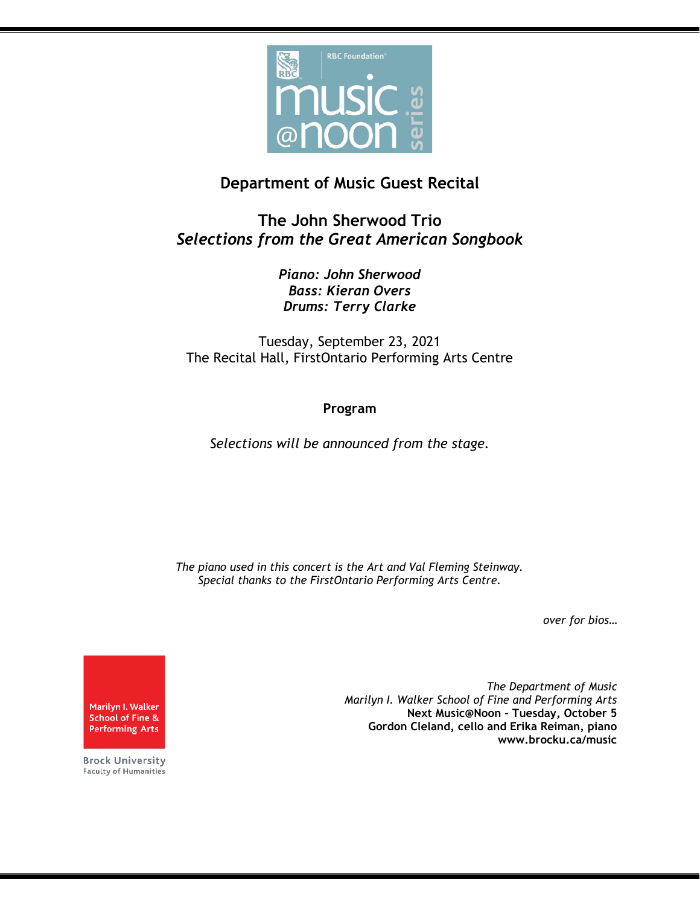RBC Foundation

music @noon series

## Department of Music Guest Recital

## The John Sherwood Trio
### *Selections from the Great American Songbook*

***Piano: John Sherwood***
***Bass: Kieran Overs***
***Drums: Terry Clarke***

Tuesday, September 23, 2021
The Recital Hall, FirstOntario Performing Arts Centre

**Program**

*Selections will be announced from the stage.*

*The piano used in this concert is the Art and Val Fleming Steinway.*
*Special thanks to the FirstOntario Performing Arts Centre.*

*over for bios…*

Marilyn I. Walker School of Fine & Performing Arts
Brock University
Faculty of Humanities

*The Department of Music*
*Marilyn I. Walker School of Fine and Performing Arts*
**Next Music@Noon – Tuesday, October 5**
**Gordon Cleland, cello and Erika Reiman, piano**
**www.brocku.ca/music**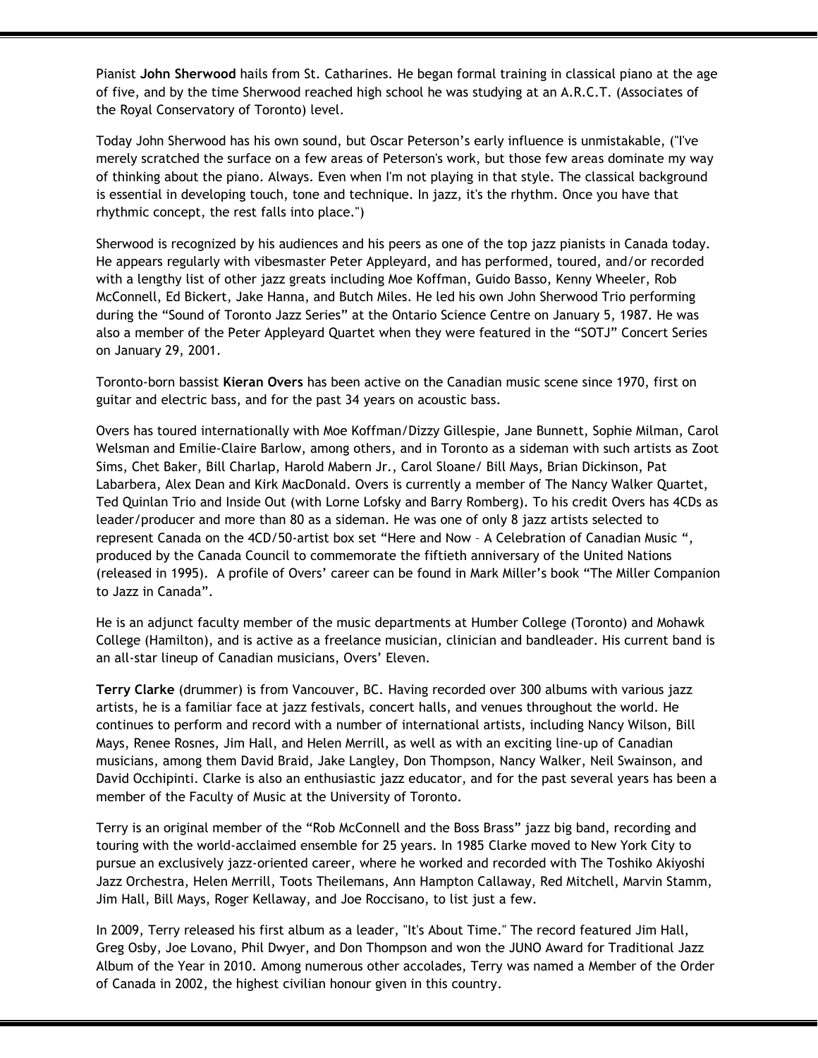Pianist **John Sherwood** hails from St. Catharines. He began formal training in classical piano at the age of five, and by the time Sherwood reached high school he was studying at an A.R.C.T. (Associates of the Royal Conservatory of Toronto) level.

Today John Sherwood has his own sound, but Oscar Peterson's early influence is unmistakable, ("I've merely scratched the surface on a few areas of Peterson's work, but those few areas dominate my way of thinking about the piano. Always. Even when I'm not playing in that style. The classical background is essential in developing touch, tone and technique. In jazz, it's the rhythm. Once you have that rhythmic concept, the rest falls into place.")

Sherwood is recognized by his audiences and his peers as one of the top jazz pianists in Canada today. He appears regularly with vibesmaster Peter Appleyard, and has performed, toured, and/or recorded with a lengthy list of other jazz greats including Moe Koffman, Guido Basso, Kenny Wheeler, Rob McConnell, Ed Bickert, Jake Hanna, and Butch Miles. He led his own John Sherwood Trio performing during the "Sound of Toronto Jazz Series" at the Ontario Science Centre on January 5, 1987. He was also a member of the Peter Appleyard Quartet when they were featured in the "SOTJ" Concert Series on January 29, 2001.

Toronto-born bassist **Kieran Overs** has been active on the Canadian music scene since 1970, first on guitar and electric bass, and for the past 34 years on acoustic bass.

Overs has toured internationally with Moe Koffman/Dizzy Gillespie, Jane Bunnett, Sophie Milman, Carol Welsman and Emilie-Claire Barlow, among others, and in Toronto as a sideman with such artists as Zoot Sims, Chet Baker, Bill Charlap, Harold Mabern Jr., Carol Sloane/ Bill Mays, Brian Dickinson, Pat Labarbera, Alex Dean and Kirk MacDonald. Overs is currently a member of The Nancy Walker Quartet, Ted Quinlan Trio and Inside Out (with Lorne Lofsky and Barry Romberg). To his credit Overs has 4CDs as leader/producer and more than 80 as a sideman. He was one of only 8 jazz artists selected to represent Canada on the 4CD/50-artist box set "Here and Now – A Celebration of Canadian Music ", produced by the Canada Council to commemorate the fiftieth anniversary of the United Nations (released in 1995). A profile of Overs' career can be found in Mark Miller's book "The Miller Companion to Jazz in Canada".

He is an adjunct faculty member of the music departments at Humber College (Toronto) and Mohawk College (Hamilton), and is active as a freelance musician, clinician and bandleader. His current band is an all-star lineup of Canadian musicians, Overs' Eleven.

**Terry Clarke** (drummer) is from Vancouver, BC. Having recorded over 300 albums with various jazz artists, he is a familiar face at jazz festivals, concert halls, and venues throughout the world. He continues to perform and record with a number of international artists, including Nancy Wilson, Bill Mays, Renee Rosnes, Jim Hall, and Helen Merrill, as well as with an exciting line-up of Canadian musicians, among them David Braid, Jake Langley, Don Thompson, Nancy Walker, Neil Swainson, and David Occhipinti. Clarke is also an enthusiastic jazz educator, and for the past several years has been a member of the Faculty of Music at the University of Toronto.

Terry is an original member of the "Rob McConnell and the Boss Brass" jazz big band, recording and touring with the world-acclaimed ensemble for 25 years. In 1985 Clarke moved to New York City to pursue an exclusively jazz-oriented career, where he worked and recorded with The Toshiko Akiyoshi Jazz Orchestra, Helen Merrill, Toots Theilemans, Ann Hampton Callaway, Red Mitchell, Marvin Stamm, Jim Hall, Bill Mays, Roger Kellaway, and Joe Roccisano, to list just a few.

In 2009, Terry released his first album as a leader, "It's About Time." The record featured Jim Hall, Greg Osby, Joe Lovano, Phil Dwyer, and Don Thompson and won the JUNO Award for Traditional Jazz Album of the Year in 2010. Among numerous other accolades, Terry was named a Member of the Order of Canada in 2002, the highest civilian honour given in this country.